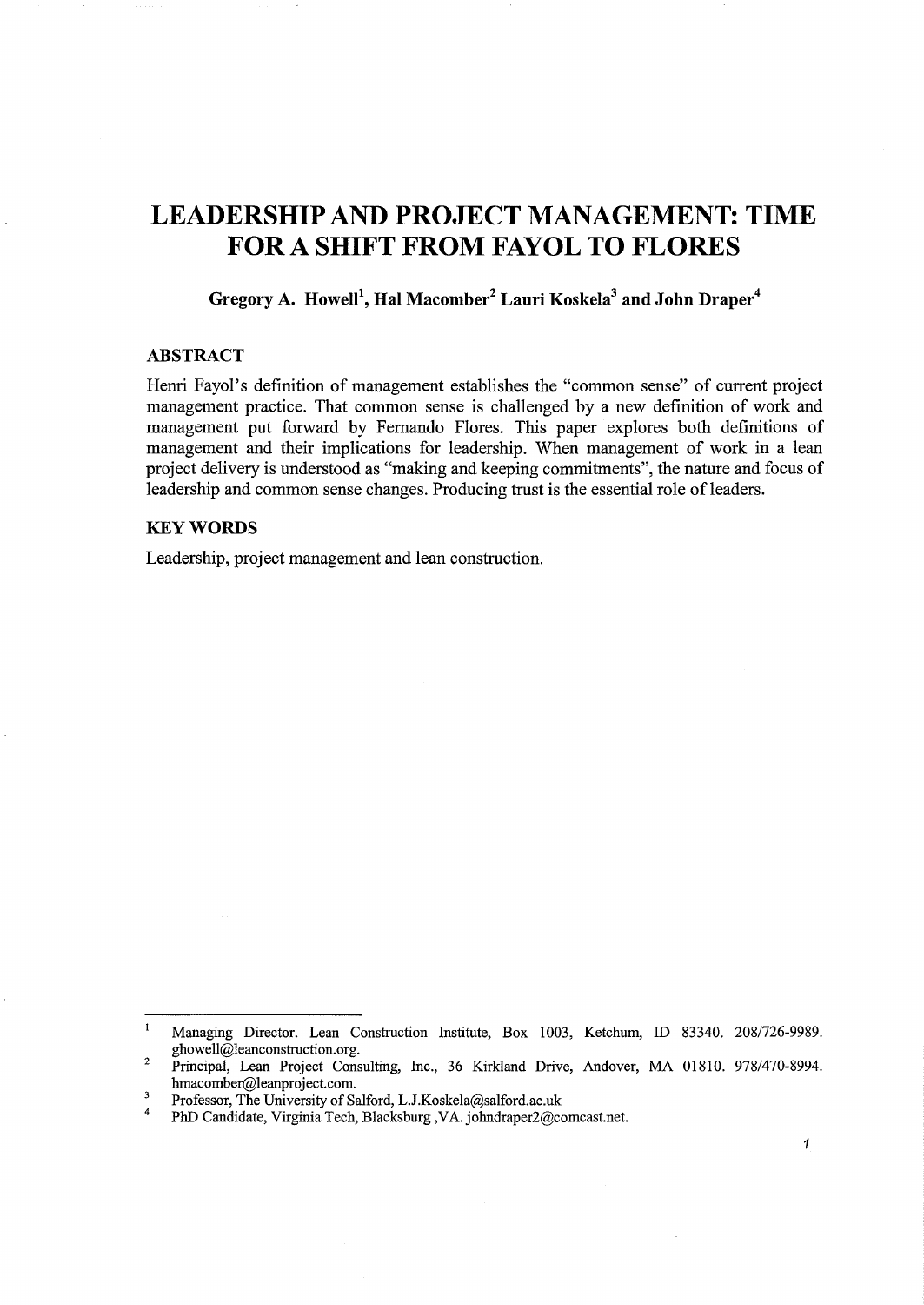# LEADERSHIP AND PROJECT MANAGEMENT: TIME FOR A SHIFT FROM FAYOL TO FLORES

**Gregory A. Howell[1], Hal Macomber[2] Lauri Koskela[3] and John Draper[4]**

## ABSTRACT

Henri Fayol's definition of management establishes the "common sense" of current project management practice. That common sense is challenged by a new definition of work and management put forward by Fernando Flores. This paper explores both definitions of management and their implications for leadership. When management of work in a lean project delivery is understood as "making and keeping commitments", the nature and focus of leadership and common sense changes. Producing trust is the essential role of leaders.

## KEY WORDS

Leadership, project management and lean construction.

---

[1] Managing Director. Lean Construction Institute, Box 1003, Ketchum, ID 83340. 208/726-9989. ghowell@leanconstruction.org.

[2] Principal, Lean Project Consulting, Inc., 36 Kirkland Drive, Andover, MA 01810. 978/470-8994. hmacomber@leanproject.com.

[3] Professor, The University of Salford, L.J.Koskela@salford.ac.uk

[4] PhD Candidate, Virginia Tech, Blacksburg ,VA. johndraper2@comcast.net.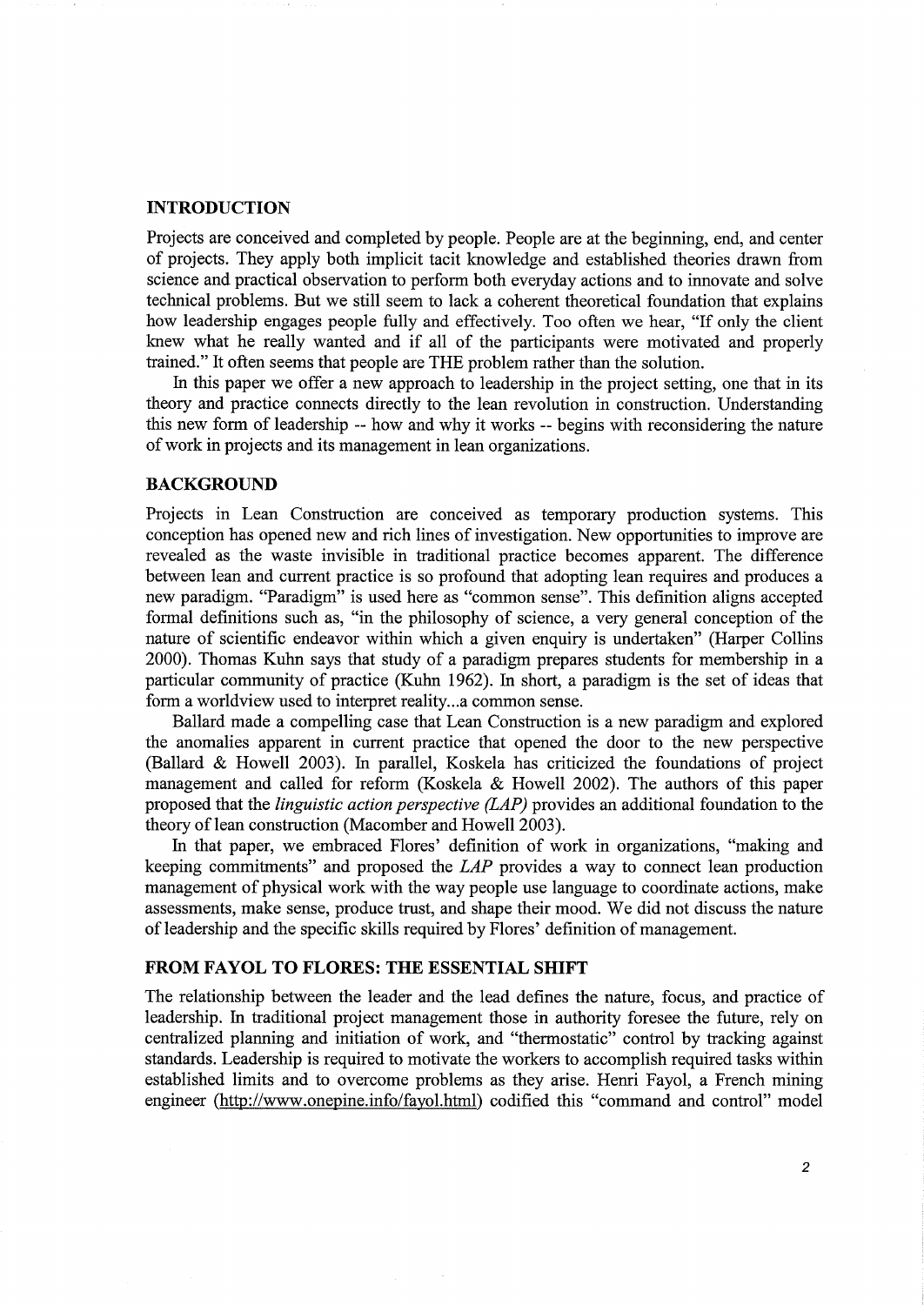## INTRODUCTION

Projects are conceived and completed by people. People are at the beginning, end, and center of projects. They apply both implicit tacit knowledge and established theories drawn from science and practical observation to perform both everyday actions and to innovate and solve technical problems. But we still seem to lack a coherent theoretical foundation that explains how leadership engages people fully and effectively. Too often we hear, "If only the client knew what he really wanted and if all of the participants were motivated and properly trained." It often seems that people are THE problem rather than the solution.

In this paper we offer a new approach to leadership in the project setting, one that in its theory and practice connects directly to the lean revolution in construction. Understanding this new form of leadership -- how and why it works -- begins with reconsidering the nature of work in projects and its management in lean organizations.

## BACKGROUND

Projects in Lean Construction are conceived as temporary production systems. This conception has opened new and rich lines of investigation. New opportunities to improve are revealed as the waste invisible in traditional practice becomes apparent. The difference between lean and current practice is so profound that adopting lean requires and produces a new paradigm. "Paradigm" is used here as "common sense". This definition aligns accepted formal definitions such as, "in the philosophy of science, a very general conception of the nature of scientific endeavor within which a given enquiry is undertaken" (Harper Collins 2000). Thomas Kuhn says that study of a paradigm prepares students for membership in a particular community of practice (Kuhn 1962). In short, a paradigm is the set of ideas that form a worldview used to interpret reality...a common sense.

Ballard made a compelling case that Lean Construction is a new paradigm and explored the anomalies apparent in current practice that opened the door to the new perspective (Ballard & Howell 2003). In parallel, Koskela has criticized the foundations of project management and called for reform (Koskela & Howell 2002). The authors of this paper proposed that the *linguistic action perspective (LAP)* provides an additional foundation to the theory of lean construction (Macomber and Howell 2003).

In that paper, we embraced Flores' definition of work in organizations, "making and keeping commitments" and proposed the *LAP* provides a way to connect lean production management of physical work with the way people use language to coordinate actions, make assessments, make sense, produce trust, and shape their mood. We did not discuss the nature of leadership and the specific skills required by Flores' definition of management.

## FROM FAYOL TO FLORES: THE ESSENTIAL SHIFT

The relationship between the leader and the lead defines the nature, focus, and practice of leadership. In traditional project management those in authority foresee the future, rely on centralized planning and initiation of work, and "thermostatic" control by tracking against standards. Leadership is required to motivate the workers to accomplish required tasks within established limits and to overcome problems as they arise. Henri Fayol, a French mining engineer (http://www.onepine.info/fayol.html) codified this "command and control" model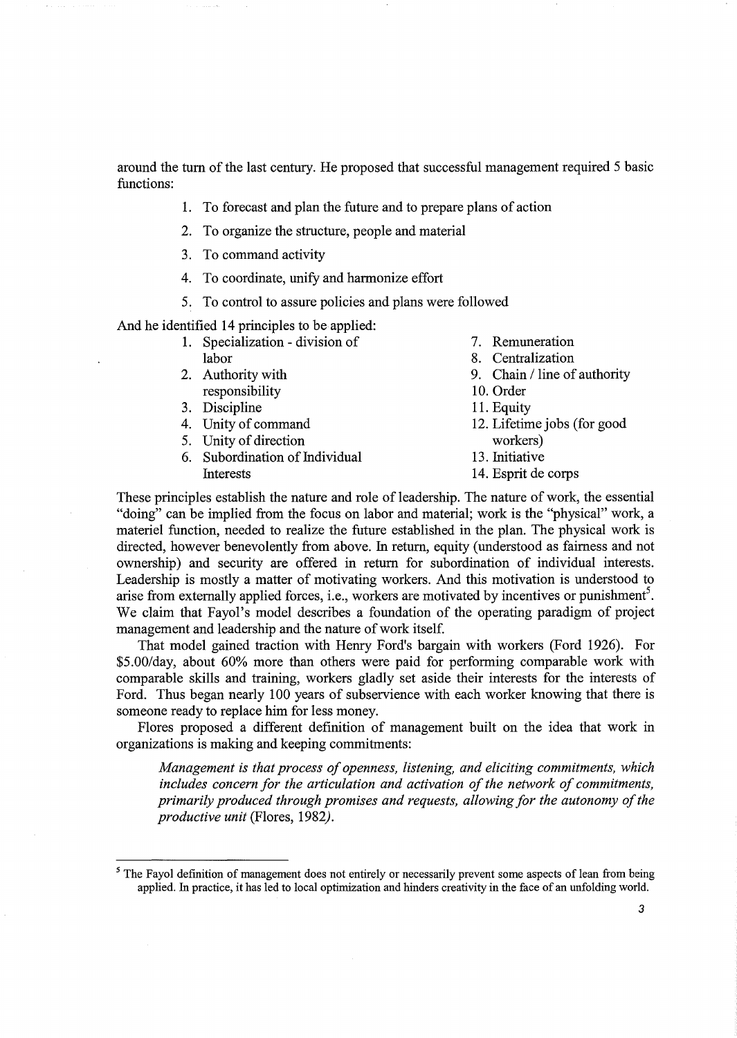around the turn of the last century. He proposed that successful management required 5 basic functions:

1. To forecast and plan the future and to prepare plans of action
2. To organize the structure, people and material
3. To command activity
4. To coordinate, unify and harmonize effort
5. To control to assure policies and plans were followed

And he identified 14 principles to be applied:

1. Specialization - division of labor
2. Authority with responsibility
3. Discipline
4. Unity of command
5. Unity of direction
6. Subordination of Individual Interests
7. Remuneration
8. Centralization
9. Chain / line of authority
10. Order
11. Equity
12. Lifetime jobs (for good workers)
13. Initiative
14. Esprit de corps

These principles establish the nature and role of leadership. The nature of work, the essential "doing" can be implied from the focus on labor and material; work is the "physical" work, a materiel function, needed to realize the future established in the plan. The physical work is directed, however benevolently from above. In return, equity (understood as fairness and not ownership) and security are offered in return for subordination of individual interests. Leadership is mostly a matter of motivating workers. And this motivation is understood to arise from externally applied forces, i.e., workers are motivated by incentives or punishment[5]. We claim that Fayol's model describes a foundation of the operating paradigm of project management and leadership and the nature of work itself.

That model gained traction with Henry Ford's bargain with workers (Ford 1926). For \$5.00/day, about 60% more than others were paid for performing comparable work with comparable skills and training, workers gladly set aside their interests for the interests of Ford. Thus began nearly 100 years of subservience with each worker knowing that there is someone ready to replace him for less money.

Flores proposed a different definition of management built on the idea that work in organizations is making and keeping commitments:

> *Management is that process of openness, listening, and eliciting commitments, which includes concern for the articulation and activation of the network of commitments, primarily produced through promises and requests, allowing for the autonomy of the productive unit* (Flores, 1982).

[5] The Fayol definition of management does not entirely or necessarily prevent some aspects of lean from being applied. In practice, it has led to local optimization and hinders creativity in the face of an unfolding world.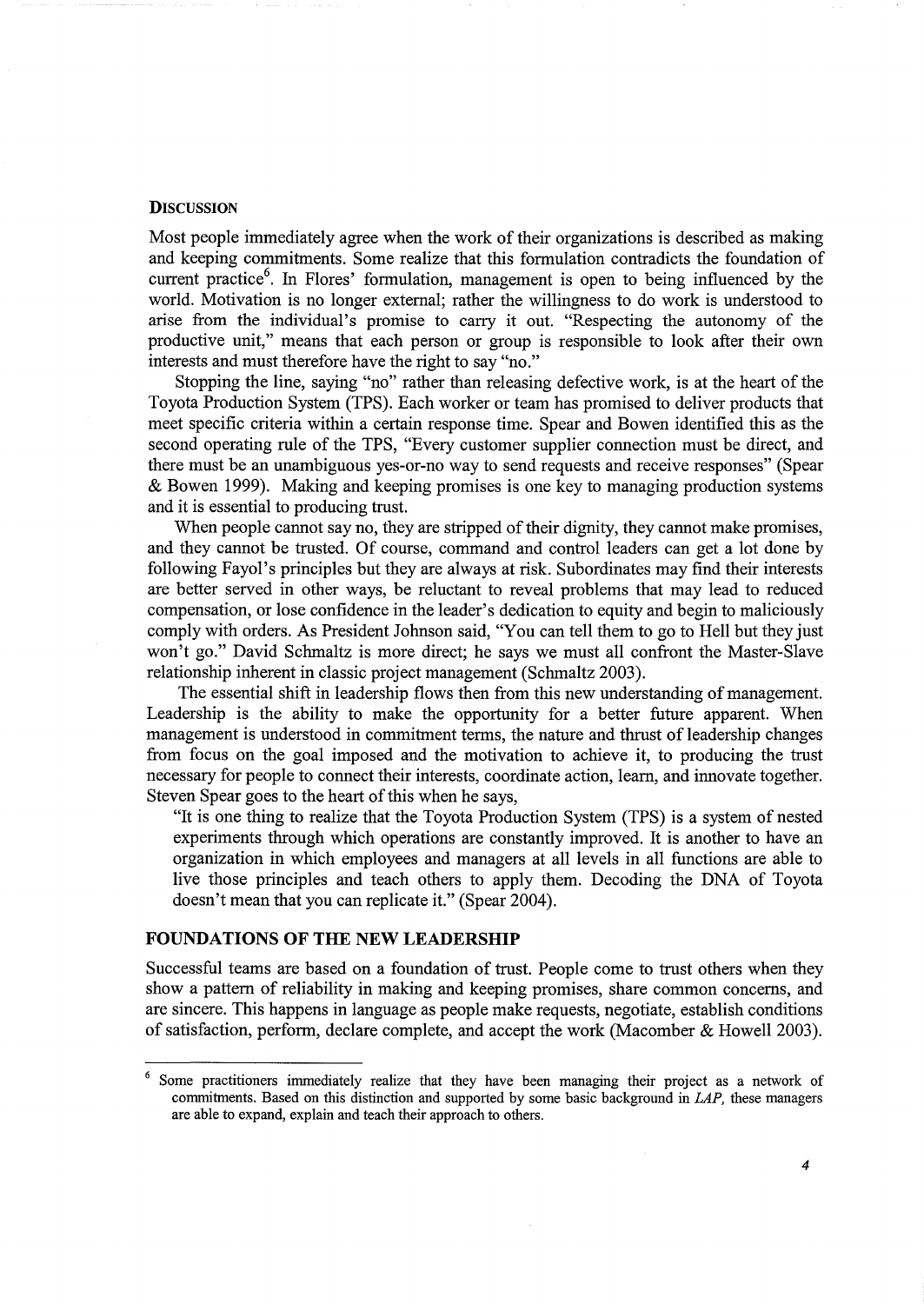### DISCUSSION

Most people immediately agree when the work of their organizations is described as making and keeping commitments. Some realize that this formulation contradicts the foundation of current practice[6]. In Flores' formulation, management is open to being influenced by the world. Motivation is no longer external; rather the willingness to do work is understood to arise from the individual's promise to carry it out. "Respecting the autonomy of the productive unit," means that each person or group is responsible to look after their own interests and must therefore have the right to say "no."

Stopping the line, saying "no" rather than releasing defective work, is at the heart of the Toyota Production System (TPS). Each worker or team has promised to deliver products that meet specific criteria within a certain response time. Spear and Bowen identified this as the second operating rule of the TPS, "Every customer supplier connection must be direct, and there must be an unambiguous yes-or-no way to send requests and receive responses" (Spear & Bowen 1999). Making and keeping promises is one key to managing production systems and it is essential to producing trust.

When people cannot say no, they are stripped of their dignity, they cannot make promises, and they cannot be trusted. Of course, command and control leaders can get a lot done by following Fayol's principles but they are always at risk. Subordinates may find their interests are better served in other ways, be reluctant to reveal problems that may lead to reduced compensation, or lose confidence in the leader's dedication to equity and begin to maliciously comply with orders. As President Johnson said, "You can tell them to go to Hell but they just won't go." David Schmaltz is more direct; he says we must all confront the Master-Slave relationship inherent in classic project management (Schmaltz 2003).

The essential shift in leadership flows then from this new understanding of management. Leadership is the ability to make the opportunity for a better future apparent. When management is understood in commitment terms, the nature and thrust of leadership changes from focus on the goal imposed and the motivation to achieve it, to producing the trust necessary for people to connect their interests, coordinate action, learn, and innovate together. Steven Spear goes to the heart of this when he says,

> "It is one thing to realize that the Toyota Production System (TPS) is a system of nested experiments through which operations are constantly improved. It is another to have an organization in which employees and managers at all levels in all functions are able to live those principles and teach others to apply them. Decoding the DNA of Toyota doesn't mean that you can replicate it." (Spear 2004).

## FOUNDATIONS OF THE NEW LEADERSHIP

Successful teams are based on a foundation of trust. People come to trust others when they show a pattern of reliability in making and keeping promises, share common concerns, and are sincere. This happens in language as people make requests, negotiate, establish conditions of satisfaction, perform, declare complete, and accept the work (Macomber & Howell 2003).

---

[6] Some practitioners immediately realize that they have been managing their project as a network of commitments. Based on this distinction and supported by some basic background in *LAP*, these managers are able to expand, explain and teach their approach to others.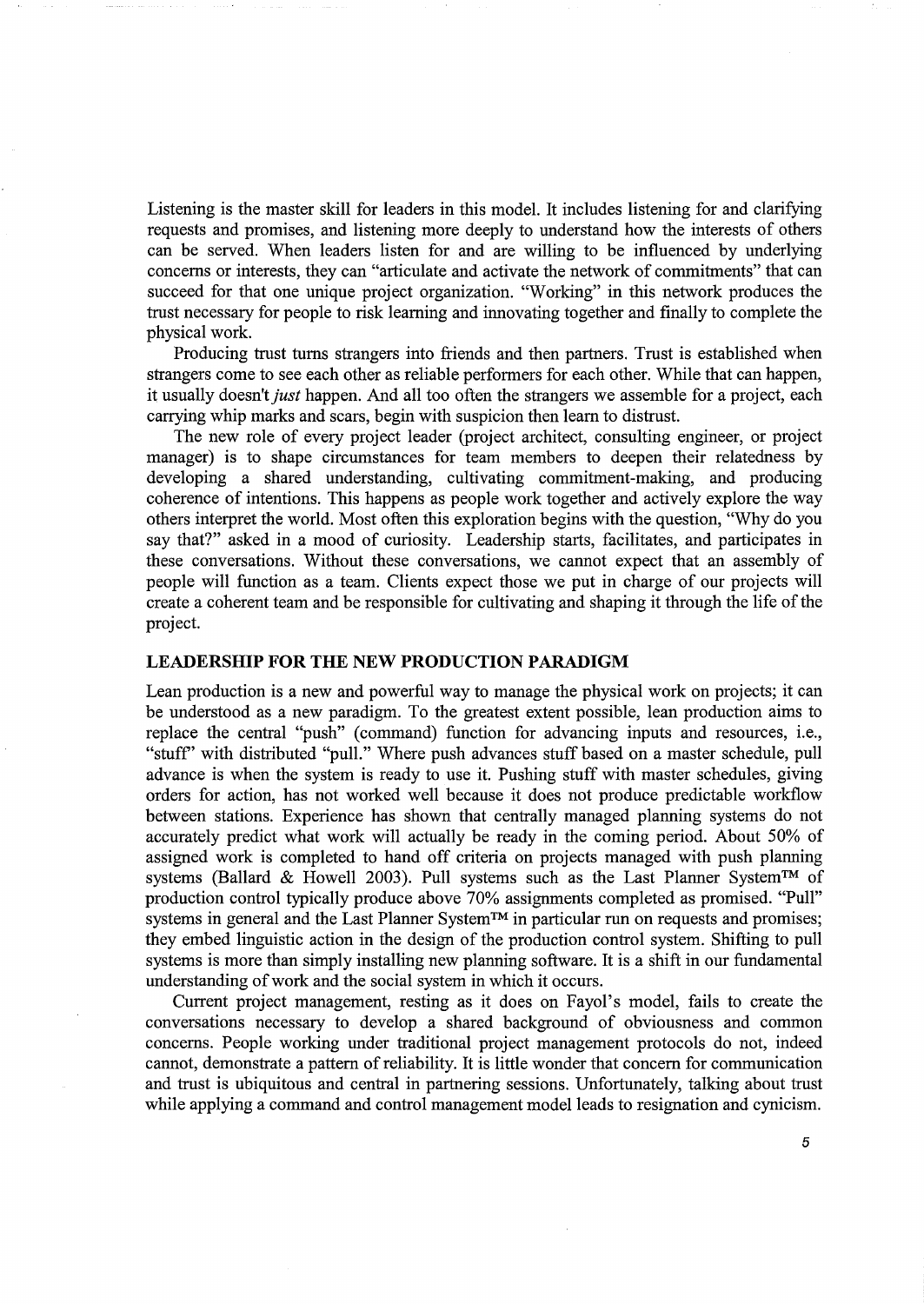Listening is the master skill for leaders in this model. It includes listening for and clarifying requests and promises, and listening more deeply to understand how the interests of others can be served. When leaders listen for and are willing to be influenced by underlying concerns or interests, they can "articulate and activate the network of commitments" that can succeed for that one unique project organization. "Working" in this network produces the trust necessary for people to risk learning and innovating together and finally to complete the physical work.

Producing trust turns strangers into friends and then partners. Trust is established when strangers come to see each other as reliable performers for each other. While that can happen, it usually doesn't *just* happen. And all too often the strangers we assemble for a project, each carrying whip marks and scars, begin with suspicion then learn to distrust.

The new role of every project leader (project architect, consulting engineer, or project manager) is to shape circumstances for team members to deepen their relatedness by developing a shared understanding, cultivating commitment-making, and producing coherence of intentions. This happens as people work together and actively explore the way others interpret the world. Most often this exploration begins with the question, "Why do you say that?" asked in a mood of curiosity. Leadership starts, facilitates, and participates in these conversations. Without these conversations, we cannot expect that an assembly of people will function as a team. Clients expect those we put in charge of our projects will create a coherent team and be responsible for cultivating and shaping it through the life of the project.

## LEADERSHIP FOR THE NEW PRODUCTION PARADIGM

Lean production is a new and powerful way to manage the physical work on projects; it can be understood as a new paradigm. To the greatest extent possible, lean production aims to replace the central "push" (command) function for advancing inputs and resources, i.e., "stuff" with distributed "pull." Where push advances stuff based on a master schedule, pull advance is when the system is ready to use it. Pushing stuff with master schedules, giving orders for action, has not worked well because it does not produce predictable workflow between stations. Experience has shown that centrally managed planning systems do not accurately predict what work will actually be ready in the coming period. About 50% of assigned work is completed to hand off criteria on projects managed with push planning systems (Ballard & Howell 2003). Pull systems such as the Last Planner System™ of production control typically produce above 70% assignments completed as promised. "Pull" systems in general and the Last Planner System™ in particular run on requests and promises; they embed linguistic action in the design of the production control system. Shifting to pull systems is more than simply installing new planning software. It is a shift in our fundamental understanding of work and the social system in which it occurs.

Current project management, resting as it does on Fayol's model, fails to create the conversations necessary to develop a shared background of obviousness and common concerns. People working under traditional project management protocols do not, indeed cannot, demonstrate a pattern of reliability. It is little wonder that concern for communication and trust is ubiquitous and central in partnering sessions. Unfortunately, talking about trust while applying a command and control management model leads to resignation and cynicism.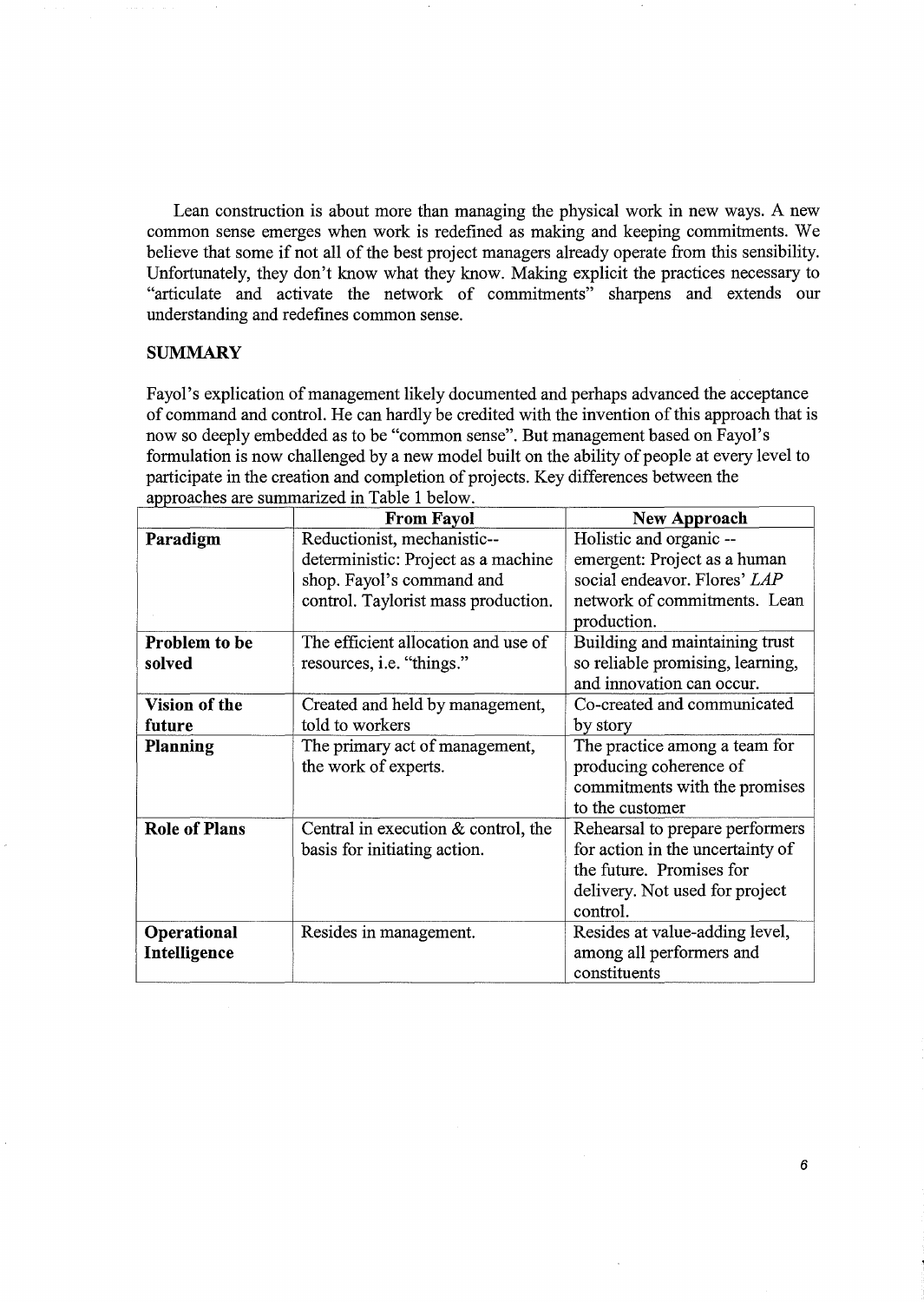Lean construction is about more than managing the physical work in new ways. A new common sense emerges when work is redefined as making and keeping commitments. We believe that some if not all of the best project managers already operate from this sensibility. Unfortunately, they don't know what they know. Making explicit the practices necessary to "articulate and activate the network of commitments" sharpens and extends our understanding and redefines common sense.

## SUMMARY

Fayol's explication of management likely documented and perhaps advanced the acceptance of command and control. He can hardly be credited with the invention of this approach that is now so deeply embedded as to be "common sense". But management based on Fayol's formulation is now challenged by a new model built on the ability of people at every level to participate in the creation and completion of projects. Key differences between the approaches are summarized in Table 1 below.

| | **From Fayol** | **New Approach** |
|---|---|---|
| **Paradigm** | Reductionist, mechanistic-- deterministic: Project as a machine shop. Fayol's command and control. Taylorist mass production. | Holistic and organic -- emergent: Project as a human social endeavor. Flores' *LAP* network of commitments. Lean production. |
| **Problem to be solved** | The efficient allocation and use of resources, i.e. "things." | Building and maintaining trust so reliable promising, learning, and innovation can occur. |
| **Vision of the future** | Created and held by management, told to workers | Co-created and communicated by story |
| **Planning** | The primary act of management, the work of experts. | The practice among a team for producing coherence of commitments with the promises to the customer |
| **Role of Plans** | Central in execution & control, the basis for initiating action. | Rehearsal to prepare performers for action in the uncertainty of the future. Promises for delivery. Not used for project control. |
| **Operational Intelligence** | Resides in management. | Resides at value-adding level, among all performers and constituents |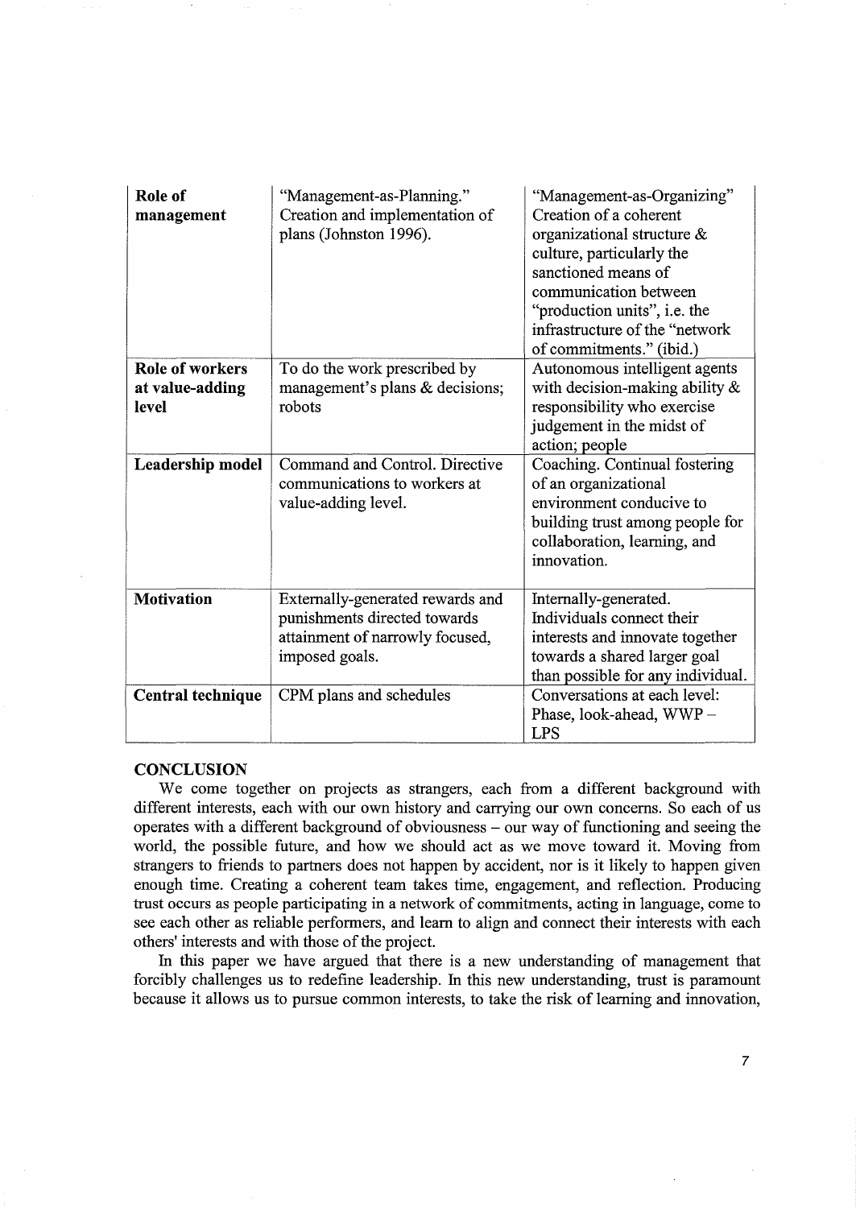| **Role of management** | "Management-as-Planning." Creation and implementation of plans (Johnston 1996). | "Management-as-Organizing" Creation of a coherent organizational structure & culture, particularly the sanctioned means of communication between "production units", i.e. the infrastructure of the "network of commitments." (ibid.) |
|---|---|---|
| **Role of workers at value-adding level** | To do the work prescribed by management's plans & decisions; robots | Autonomous intelligent agents with decision-making ability & responsibility who exercise judgement in the midst of action; people |
| **Leadership model** | Command and Control. Directive communications to workers at value-adding level. | Coaching. Continual fostering of an organizational environment conducive to building trust among people for collaboration, learning, and innovation. |
| **Motivation** | Externally-generated rewards and punishments directed towards attainment of narrowly focused, imposed goals. | Internally-generated. Individuals connect their interests and innovate together towards a shared larger goal than possible for any individual. |
| **Central technique** | CPM plans and schedules | Conversations at each level: Phase, look-ahead, WWP – LPS |

## CONCLUSION

We come together on projects as strangers, each from a different background with different interests, each with our own history and carrying our own concerns. So each of us operates with a different background of obviousness – our way of functioning and seeing the world, the possible future, and how we should act as we move toward it. Moving from strangers to friends to partners does not happen by accident, nor is it likely to happen given enough time. Creating a coherent team takes time, engagement, and reflection. Producing trust occurs as people participating in a network of commitments, acting in language, come to see each other as reliable performers, and learn to align and connect their interests with each others' interests and with those of the project.

In this paper we have argued that there is a new understanding of management that forcibly challenges us to redefine leadership. In this new understanding, trust is paramount because it allows us to pursue common interests, to take the risk of learning and innovation,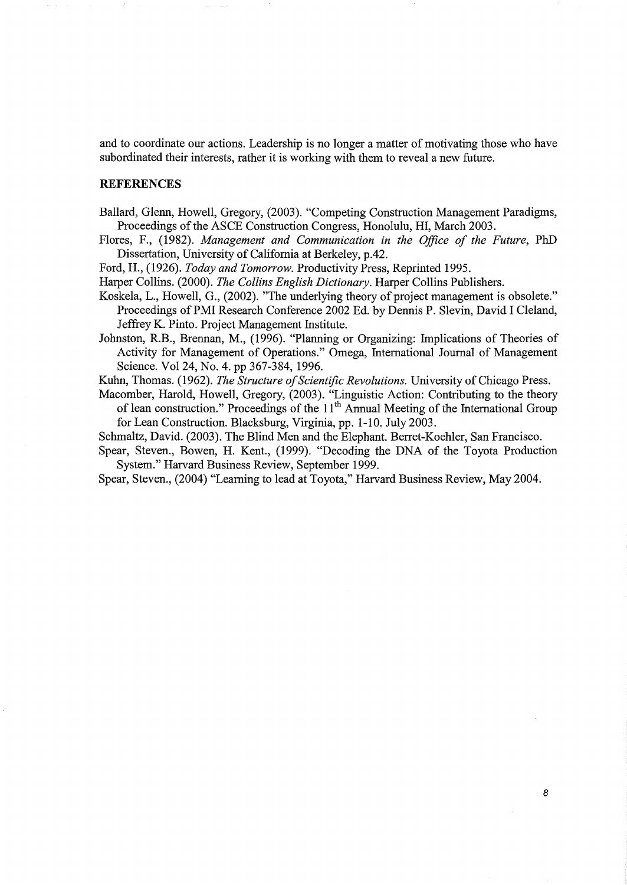and to coordinate our actions. Leadership is no longer a matter of motivating those who have subordinated their interests, rather it is working with them to reveal a new future.

## REFERENCES

Ballard, Glenn, Howell, Gregory, (2003). "Competing Construction Management Paradigms, Proceedings of the ASCE Construction Congress, Honolulu, HI, March 2003.

Flores, F., (1982). *Management and Communication in the Office of the Future*, PhD Dissertation, University of California at Berkeley, p.42.

Ford, H., (1926). *Today and Tomorrow.* Productivity Press, Reprinted 1995.

Harper Collins. (2000). *The Collins English Dictionary.* Harper Collins Publishers.

Koskela, L., Howell, G., (2002). "The underlying theory of project management is obsolete." Proceedings of PMI Research Conference 2002 Ed. by Dennis P. Slevin, David I Cleland, Jeffrey K. Pinto. Project Management Institute.

Johnston, R.B., Brennan, M., (1996). "Planning or Organizing: Implications of Theories of Activity for Management of Operations." Omega, International Journal of Management Science. Vol 24, No. 4. pp 367-384, 1996.

Kuhn, Thomas. (1962). *The Structure of Scientific Revolutions.* University of Chicago Press.

Macomber, Harold, Howell, Gregory, (2003). "Linguistic Action: Contributing to the theory of lean construction." Proceedings of the 11th Annual Meeting of the International Group for Lean Construction. Blacksburg, Virginia, pp. 1-10. July 2003.

Schmaltz, David. (2003). The Blind Men and the Elephant. Berret-Koehler, San Francisco.

Spear, Steven., Bowen, H. Kent., (1999). "Decoding the DNA of the Toyota Production System." Harvard Business Review, September 1999.

Spear, Steven., (2004) "Learning to lead at Toyota," Harvard Business Review, May 2004.